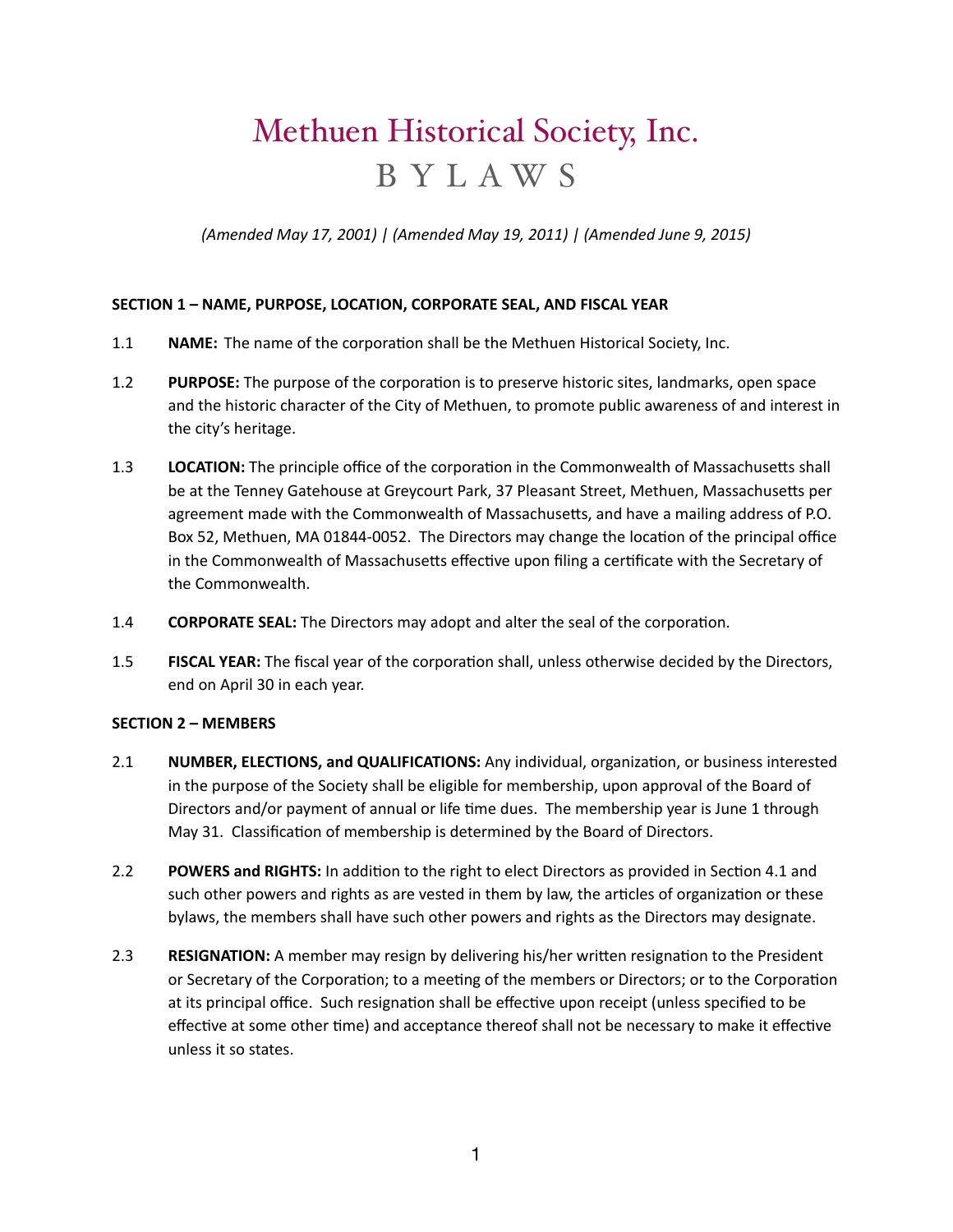# Methuen Historical Society, Inc.

## BYLAWS

*(Amended May 17, 2001) | (Amended May 19, 2011) | (Amended June 9, 2015)*

### SECTION 1 – NAME, PURPOSE, LOCATION, CORPORATE SEAL, AND FISCAL YEAR

1.1 **NAME:** The name of the corporation shall be the Methuen Historical Society, Inc.

1.2 **PURPOSE:** The purpose of the corporation is to preserve historic sites, landmarks, open space and the historic character of the City of Methuen, to promote public awareness of and interest in the city's heritage.

1.3 **LOCATION:** The principle office of the corporation in the Commonwealth of Massachusetts shall be at the Tenney Gatehouse at Greycourt Park, 37 Pleasant Street, Methuen, Massachusetts per agreement made with the Commonwealth of Massachusetts, and have a mailing address of P.O. Box 52, Methuen, MA 01844-0052. The Directors may change the location of the principal office in the Commonwealth of Massachusetts effective upon filing a certificate with the Secretary of the Commonwealth.

1.4 **CORPORATE SEAL:** The Directors may adopt and alter the seal of the corporation.

1.5 **FISCAL YEAR:** The fiscal year of the corporation shall, unless otherwise decided by the Directors, end on April 30 in each year.

### SECTION 2 – MEMBERS

2.1 **NUMBER, ELECTIONS, and QUALIFICATIONS:** Any individual, organization, or business interested in the purpose of the Society shall be eligible for membership, upon approval of the Board of Directors and/or payment of annual or life time dues. The membership year is June 1 through May 31. Classification of membership is determined by the Board of Directors.

2.2 **POWERS and RIGHTS:** In addition to the right to elect Directors as provided in Section 4.1 and such other powers and rights as are vested in them by law, the articles of organization or these bylaws, the members shall have such other powers and rights as the Directors may designate.

2.3 **RESIGNATION:** A member may resign by delivering his/her written resignation to the President or Secretary of the Corporation; to a meeting of the members or Directors; or to the Corporation at its principal office. Such resignation shall be effective upon receipt (unless specified to be effective at some other time) and acceptance thereof shall not be necessary to make it effective unless it so states.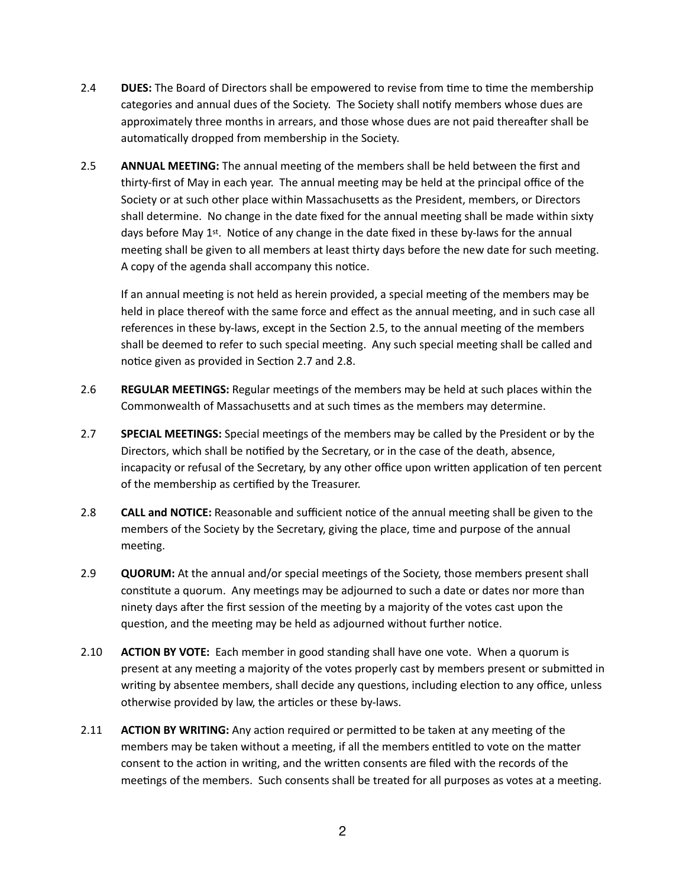2.4 **DUES:** The Board of Directors shall be empowered to revise from time to time the membership categories and annual dues of the Society. The Society shall notify members whose dues are approximately three months in arrears, and those whose dues are not paid thereafter shall be automatically dropped from membership in the Society.

2.5 **ANNUAL MEETING:** The annual meeting of the members shall be held between the first and thirty-first of May in each year. The annual meeting may be held at the principal office of the Society or at such other place within Massachusetts as the President, members, or Directors shall determine. No change in the date fixed for the annual meeting shall be made within sixty days before May 1st. Notice of any change in the date fixed in these by-laws for the annual meeting shall be given to all members at least thirty days before the new date for such meeting. A copy of the agenda shall accompany this notice.

If an annual meeting is not held as herein provided, a special meeting of the members may be held in place thereof with the same force and effect as the annual meeting, and in such case all references in these by-laws, except in the Section 2.5, to the annual meeting of the members shall be deemed to refer to such special meeting. Any such special meeting shall be called and notice given as provided in Section 2.7 and 2.8.

2.6 **REGULAR MEETINGS:** Regular meetings of the members may be held at such places within the Commonwealth of Massachusetts and at such times as the members may determine.

2.7 **SPECIAL MEETINGS:** Special meetings of the members may be called by the President or by the Directors, which shall be notified by the Secretary, or in the case of the death, absence, incapacity or refusal of the Secretary, by any other office upon written application of ten percent of the membership as certified by the Treasurer.

2.8 **CALL and NOTICE:** Reasonable and sufficient notice of the annual meeting shall be given to the members of the Society by the Secretary, giving the place, time and purpose of the annual meeting.

2.9 **QUORUM:** At the annual and/or special meetings of the Society, those members present shall constitute a quorum. Any meetings may be adjourned to such a date or dates nor more than ninety days after the first session of the meeting by a majority of the votes cast upon the question, and the meeting may be held as adjourned without further notice.

2.10 **ACTION BY VOTE:** Each member in good standing shall have one vote. When a quorum is present at any meeting a majority of the votes properly cast by members present or submitted in writing by absentee members, shall decide any questions, including election to any office, unless otherwise provided by law, the articles or these by-laws.

2.11 **ACTION BY WRITING:** Any action required or permitted to be taken at any meeting of the members may be taken without a meeting, if all the members entitled to vote on the matter consent to the action in writing, and the written consents are filed with the records of the meetings of the members. Such consents shall be treated for all purposes as votes at a meeting.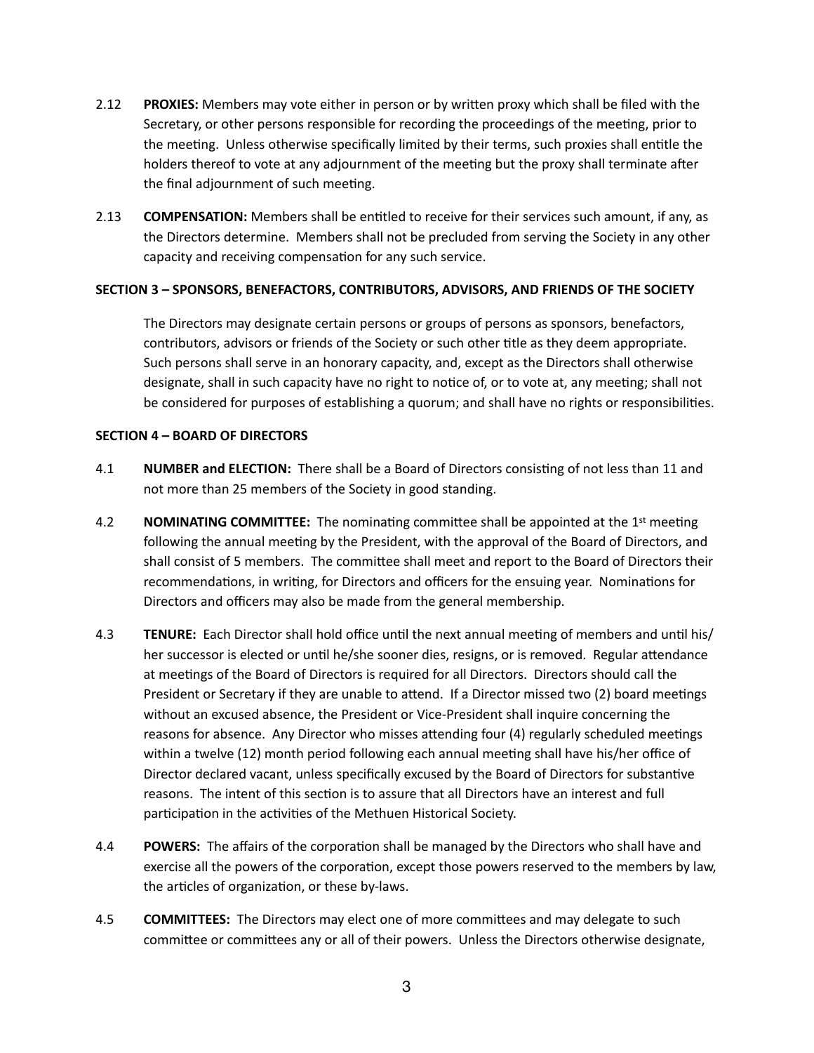2.12 **PROXIES:** Members may vote either in person or by written proxy which shall be filed with the Secretary, or other persons responsible for recording the proceedings of the meeting, prior to the meeting. Unless otherwise specifically limited by their terms, such proxies shall entitle the holders thereof to vote at any adjournment of the meeting but the proxy shall terminate after the final adjournment of such meeting.

2.13 **COMPENSATION:** Members shall be entitled to receive for their services such amount, if any, as the Directors determine. Members shall not be precluded from serving the Society in any other capacity and receiving compensation for any such service.

**SECTION 3 – SPONSORS, BENEFACTORS, CONTRIBUTORS, ADVISORS, AND FRIENDS OF THE SOCIETY**

The Directors may designate certain persons or groups of persons as sponsors, benefactors, contributors, advisors or friends of the Society or such other title as they deem appropriate. Such persons shall serve in an honorary capacity, and, except as the Directors shall otherwise designate, shall in such capacity have no right to notice of, or to vote at, any meeting; shall not be considered for purposes of establishing a quorum; and shall have no rights or responsibilities.

**SECTION 4 – BOARD OF DIRECTORS**

4.1 **NUMBER and ELECTION:** There shall be a Board of Directors consisting of not less than 11 and not more than 25 members of the Society in good standing.

4.2 **NOMINATING COMMITTEE:** The nominating committee shall be appointed at the 1st meeting following the annual meeting by the President, with the approval of the Board of Directors, and shall consist of 5 members. The committee shall meet and report to the Board of Directors their recommendations, in writing, for Directors and officers for the ensuing year. Nominations for Directors and officers may also be made from the general membership.

4.3 **TENURE:** Each Director shall hold office until the next annual meeting of members and until his/her successor is elected or until he/she sooner dies, resigns, or is removed. Regular attendance at meetings of the Board of Directors is required for all Directors. Directors should call the President or Secretary if they are unable to attend. If a Director missed two (2) board meetings without an excused absence, the President or Vice-President shall inquire concerning the reasons for absence. Any Director who misses attending four (4) regularly scheduled meetings within a twelve (12) month period following each annual meeting shall have his/her office of Director declared vacant, unless specifically excused by the Board of Directors for substantive reasons. The intent of this section is to assure that all Directors have an interest and full participation in the activities of the Methuen Historical Society.

4.4 **POWERS:** The affairs of the corporation shall be managed by the Directors who shall have and exercise all the powers of the corporation, except those powers reserved to the members by law, the articles of organization, or these by-laws.

4.5 **COMMITTEES:** The Directors may elect one of more committees and may delegate to such committee or committees any or all of their powers. Unless the Directors otherwise designate,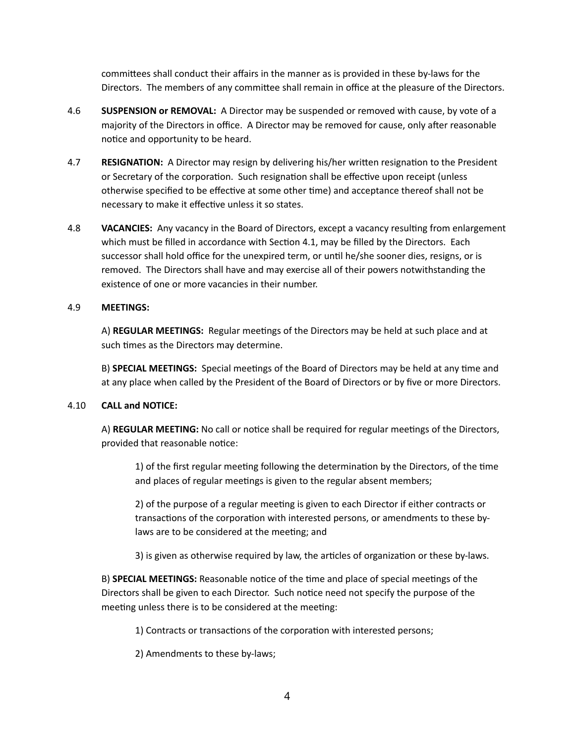committees shall conduct their affairs in the manner as is provided in these by-laws for the Directors. The members of any committee shall remain in office at the pleasure of the Directors.

4.6 **SUSPENSION or REMOVAL:** A Director may be suspended or removed with cause, by vote of a majority of the Directors in office. A Director may be removed for cause, only after reasonable notice and opportunity to be heard.

4.7 **RESIGNATION:** A Director may resign by delivering his/her written resignation to the President or Secretary of the corporation. Such resignation shall be effective upon receipt (unless otherwise specified to be effective at some other time) and acceptance thereof shall not be necessary to make it effective unless it so states.

4.8 **VACANCIES:** Any vacancy in the Board of Directors, except a vacancy resulting from enlargement which must be filled in accordance with Section 4.1, may be filled by the Directors. Each successor shall hold office for the unexpired term, or until he/she sooner dies, resigns, or is removed. The Directors shall have and may exercise all of their powers notwithstanding the existence of one or more vacancies in their number.

4.9 **MEETINGS:**

A) **REGULAR MEETINGS:** Regular meetings of the Directors may be held at such place and at such times as the Directors may determine.

B) **SPECIAL MEETINGS:** Special meetings of the Board of Directors may be held at any time and at any place when called by the President of the Board of Directors or by five or more Directors.

4.10 **CALL and NOTICE:**

A) **REGULAR MEETING:** No call or notice shall be required for regular meetings of the Directors, provided that reasonable notice:

1) of the first regular meeting following the determination by the Directors, of the time and places of regular meetings is given to the regular absent members;

2) of the purpose of a regular meeting is given to each Director if either contracts or transactions of the corporation with interested persons, or amendments to these by-laws are to be considered at the meeting; and

3) is given as otherwise required by law, the articles of organization or these by-laws.

B) **SPECIAL MEETINGS:** Reasonable notice of the time and place of special meetings of the Directors shall be given to each Director. Such notice need not specify the purpose of the meeting unless there is to be considered at the meeting:

1) Contracts or transactions of the corporation with interested persons;

2) Amendments to these by-laws;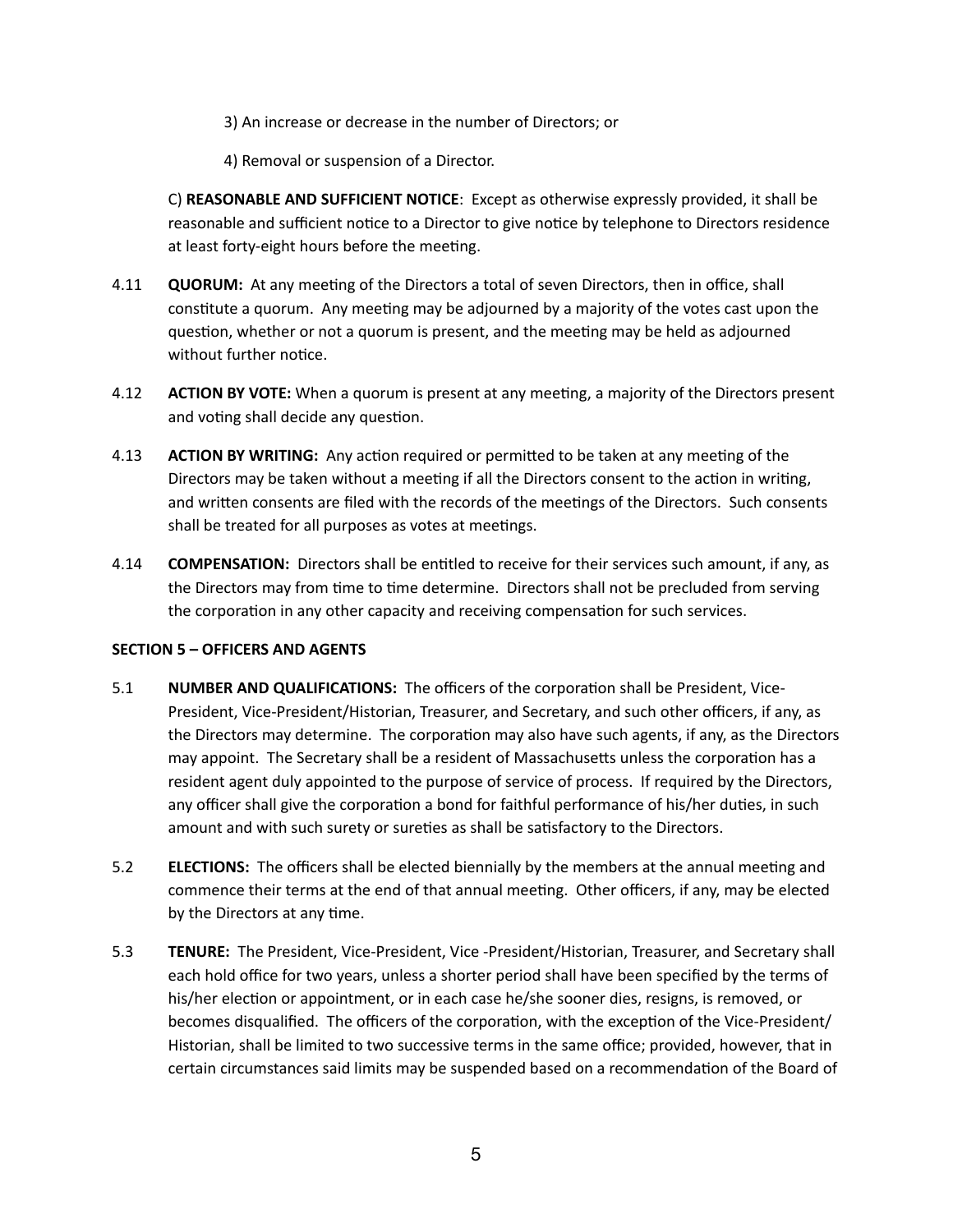3) An increase or decrease in the number of Directors; or

4) Removal or suspension of a Director.

C) **REASONABLE AND SUFFICIENT NOTICE**: Except as otherwise expressly provided, it shall be reasonable and sufficient notice to a Director to give notice by telephone to Directors residence at least forty-eight hours before the meeting.

4.11 **QUORUM:** At any meeting of the Directors a total of seven Directors, then in office, shall constitute a quorum. Any meeting may be adjourned by a majority of the votes cast upon the question, whether or not a quorum is present, and the meeting may be held as adjourned without further notice.

4.12 **ACTION BY VOTE:** When a quorum is present at any meeting, a majority of the Directors present and voting shall decide any question.

4.13 **ACTION BY WRITING:** Any action required or permitted to be taken at any meeting of the Directors may be taken without a meeting if all the Directors consent to the action in writing, and written consents are filed with the records of the meetings of the Directors. Such consents shall be treated for all purposes as votes at meetings.

4.14 **COMPENSATION:** Directors shall be entitled to receive for their services such amount, if any, as the Directors may from time to time determine. Directors shall not be precluded from serving the corporation in any other capacity and receiving compensation for such services.

**SECTION 5 – OFFICERS AND AGENTS**

5.1 **NUMBER AND QUALIFICATIONS:** The officers of the corporation shall be President, Vice-President, Vice-President/Historian, Treasurer, and Secretary, and such other officers, if any, as the Directors may determine. The corporation may also have such agents, if any, as the Directors may appoint. The Secretary shall be a resident of Massachusetts unless the corporation has a resident agent duly appointed to the purpose of service of process. If required by the Directors, any officer shall give the corporation a bond for faithful performance of his/her duties, in such amount and with such surety or sureties as shall be satisfactory to the Directors.

5.2 **ELECTIONS:** The officers shall be elected biennially by the members at the annual meeting and commence their terms at the end of that annual meeting. Other officers, if any, may be elected by the Directors at any time.

5.3 **TENURE:** The President, Vice-President, Vice -President/Historian, Treasurer, and Secretary shall each hold office for two years, unless a shorter period shall have been specified by the terms of his/her election or appointment, or in each case he/she sooner dies, resigns, is removed, or becomes disqualified. The officers of the corporation, with the exception of the Vice-President/Historian, shall be limited to two successive terms in the same office; provided, however, that in certain circumstances said limits may be suspended based on a recommendation of the Board of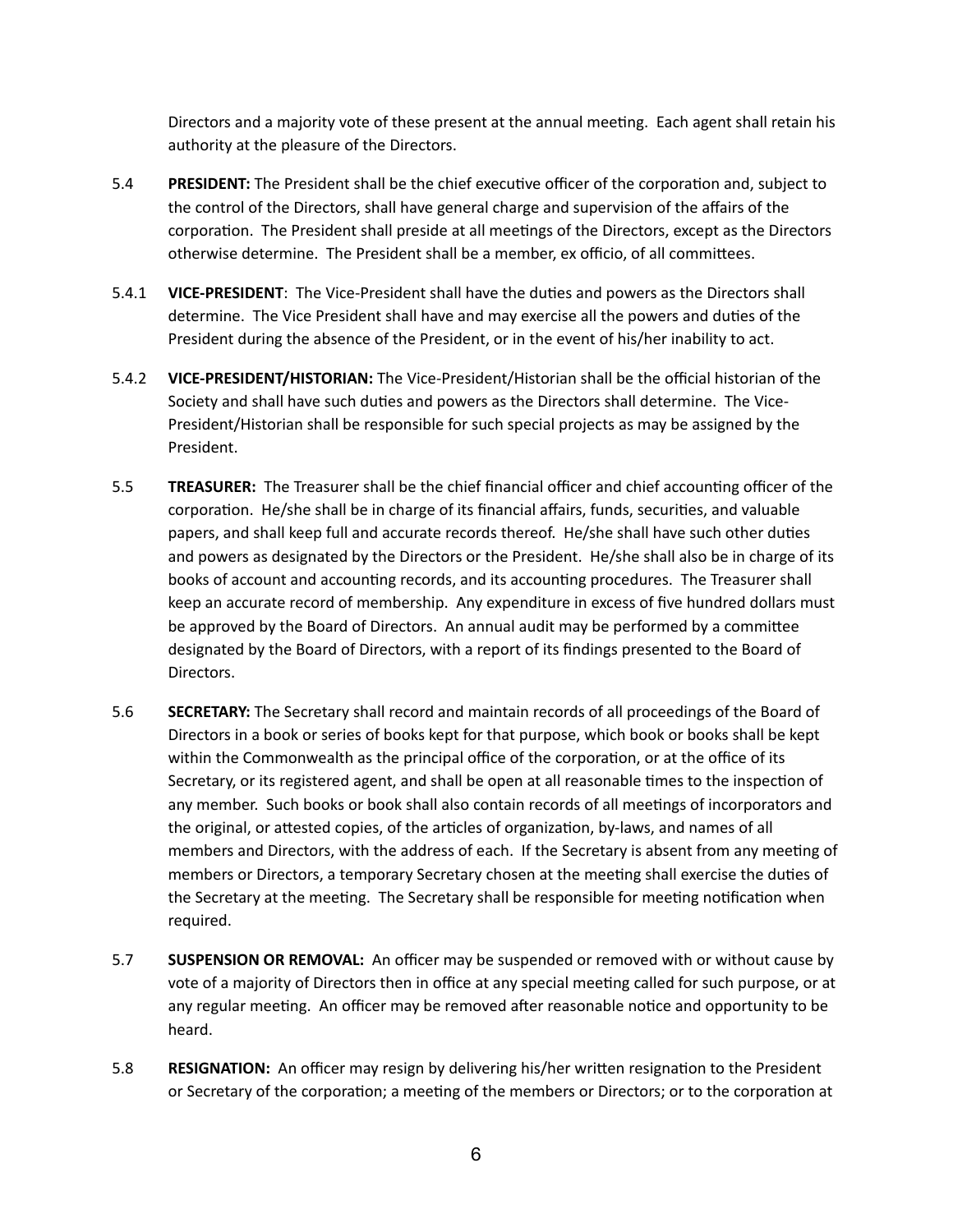Directors and a majority vote of these present at the annual meeting. Each agent shall retain his authority at the pleasure of the Directors.

5.4 **PRESIDENT:** The President shall be the chief executive officer of the corporation and, subject to the control of the Directors, shall have general charge and supervision of the affairs of the corporation. The President shall preside at all meetings of the Directors, except as the Directors otherwise determine. The President shall be a member, ex officio, of all committees.

5.4.1 **VICE-PRESIDENT**: The Vice-President shall have the duties and powers as the Directors shall determine. The Vice President shall have and may exercise all the powers and duties of the President during the absence of the President, or in the event of his/her inability to act.

5.4.2 **VICE-PRESIDENT/HISTORIAN:** The Vice-President/Historian shall be the official historian of the Society and shall have such duties and powers as the Directors shall determine. The Vice-President/Historian shall be responsible for such special projects as may be assigned by the President.

5.5 **TREASURER:** The Treasurer shall be the chief financial officer and chief accounting officer of the corporation. He/she shall be in charge of its financial affairs, funds, securities, and valuable papers, and shall keep full and accurate records thereof. He/she shall have such other duties and powers as designated by the Directors or the President. He/she shall also be in charge of its books of account and accounting records, and its accounting procedures. The Treasurer shall keep an accurate record of membership. Any expenditure in excess of five hundred dollars must be approved by the Board of Directors. An annual audit may be performed by a committee designated by the Board of Directors, with a report of its findings presented to the Board of Directors.

5.6 **SECRETARY:** The Secretary shall record and maintain records of all proceedings of the Board of Directors in a book or series of books kept for that purpose, which book or books shall be kept within the Commonwealth as the principal office of the corporation, or at the office of its Secretary, or its registered agent, and shall be open at all reasonable times to the inspection of any member. Such books or book shall also contain records of all meetings of incorporators and the original, or attested copies, of the articles of organization, by-laws, and names of all members and Directors, with the address of each. If the Secretary is absent from any meeting of members or Directors, a temporary Secretary chosen at the meeting shall exercise the duties of the Secretary at the meeting. The Secretary shall be responsible for meeting notification when required.

5.7 **SUSPENSION OR REMOVAL:** An officer may be suspended or removed with or without cause by vote of a majority of Directors then in office at any special meeting called for such purpose, or at any regular meeting. An officer may be removed after reasonable notice and opportunity to be heard.

5.8 **RESIGNATION:** An officer may resign by delivering his/her written resignation to the President or Secretary of the corporation; a meeting of the members or Directors; or to the corporation at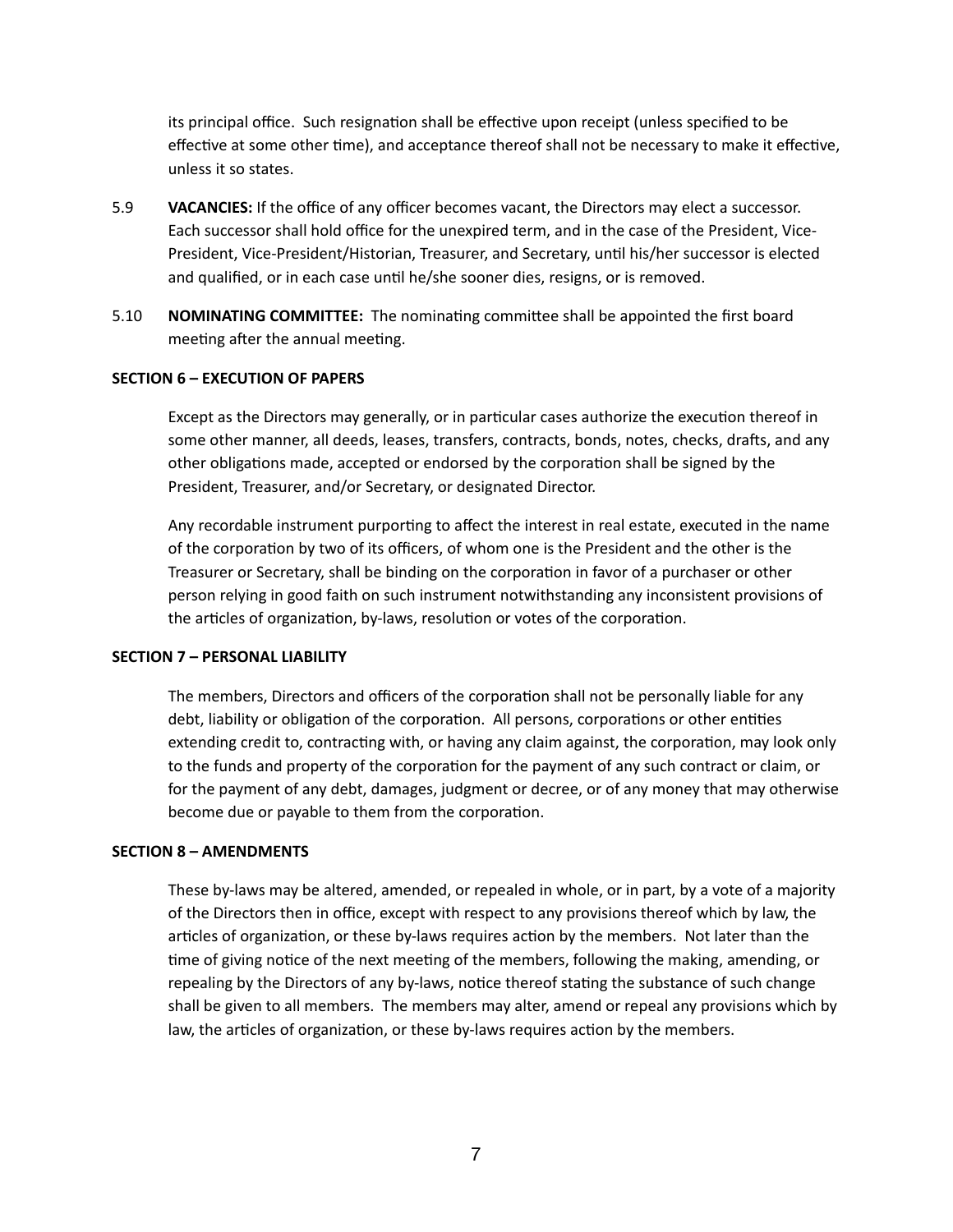its principal office. Such resignation shall be effective upon receipt (unless specified to be effective at some other time), and acceptance thereof shall not be necessary to make it effective, unless it so states.

5.9 **VACANCIES:** If the office of any officer becomes vacant, the Directors may elect a successor. Each successor shall hold office for the unexpired term, and in the case of the President, Vice-President, Vice-President/Historian, Treasurer, and Secretary, until his/her successor is elected and qualified, or in each case until he/she sooner dies, resigns, or is removed.

5.10 **NOMINATING COMMITTEE:** The nominating committee shall be appointed the first board meeting after the annual meeting.

**SECTION 6 – EXECUTION OF PAPERS**

Except as the Directors may generally, or in particular cases authorize the execution thereof in some other manner, all deeds, leases, transfers, contracts, bonds, notes, checks, drafts, and any other obligations made, accepted or endorsed by the corporation shall be signed by the President, Treasurer, and/or Secretary, or designated Director.

Any recordable instrument purporting to affect the interest in real estate, executed in the name of the corporation by two of its officers, of whom one is the President and the other is the Treasurer or Secretary, shall be binding on the corporation in favor of a purchaser or other person relying in good faith on such instrument notwithstanding any inconsistent provisions of the articles of organization, by-laws, resolution or votes of the corporation.

**SECTION 7 – PERSONAL LIABILITY**

The members, Directors and officers of the corporation shall not be personally liable for any debt, liability or obligation of the corporation. All persons, corporations or other entities extending credit to, contracting with, or having any claim against, the corporation, may look only to the funds and property of the corporation for the payment of any such contract or claim, or for the payment of any debt, damages, judgment or decree, or of any money that may otherwise become due or payable to them from the corporation.

**SECTION 8 – AMENDMENTS**

These by-laws may be altered, amended, or repealed in whole, or in part, by a vote of a majority of the Directors then in office, except with respect to any provisions thereof which by law, the articles of organization, or these by-laws requires action by the members. Not later than the time of giving notice of the next meeting of the members, following the making, amending, or repealing by the Directors of any by-laws, notice thereof stating the substance of such change shall be given to all members. The members may alter, amend or repeal any provisions which by law, the articles of organization, or these by-laws requires action by the members.